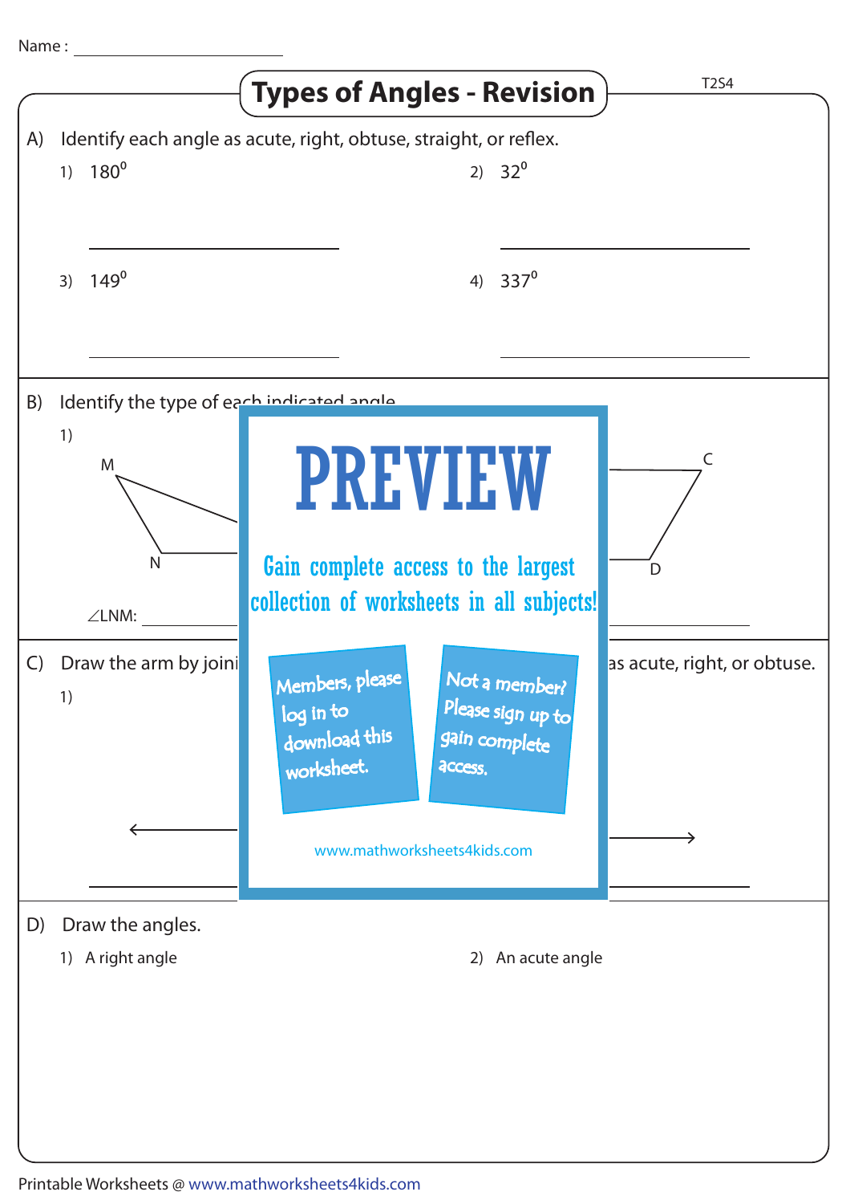Name :

# Types of Angles - Revision

T2S4

A) Identify each angle as acute, right, obtuse, straight, or reflex.

1) $180^0$ ____________

2) $32^0$ ____________

3) $149^0$ ____________

4) $337^0$ ____________

B) Identify the type of each indicated angle.

1) M N

∠LNM: ____________

C D

C) Draw the arm by joini ... as acute, right, or obtuse.

1)

PREVIEW

Gain complete access to the largest collection of worksheets in all subjects!

Members, please log in to download this worksheet.

Not a member? Please sign up to gain complete access.

www.mathworksheets4kids.com

D) Draw the angles.

1) A right angle

2) An acute angle

Printable Worksheets @ www.mathworksheets4kids.com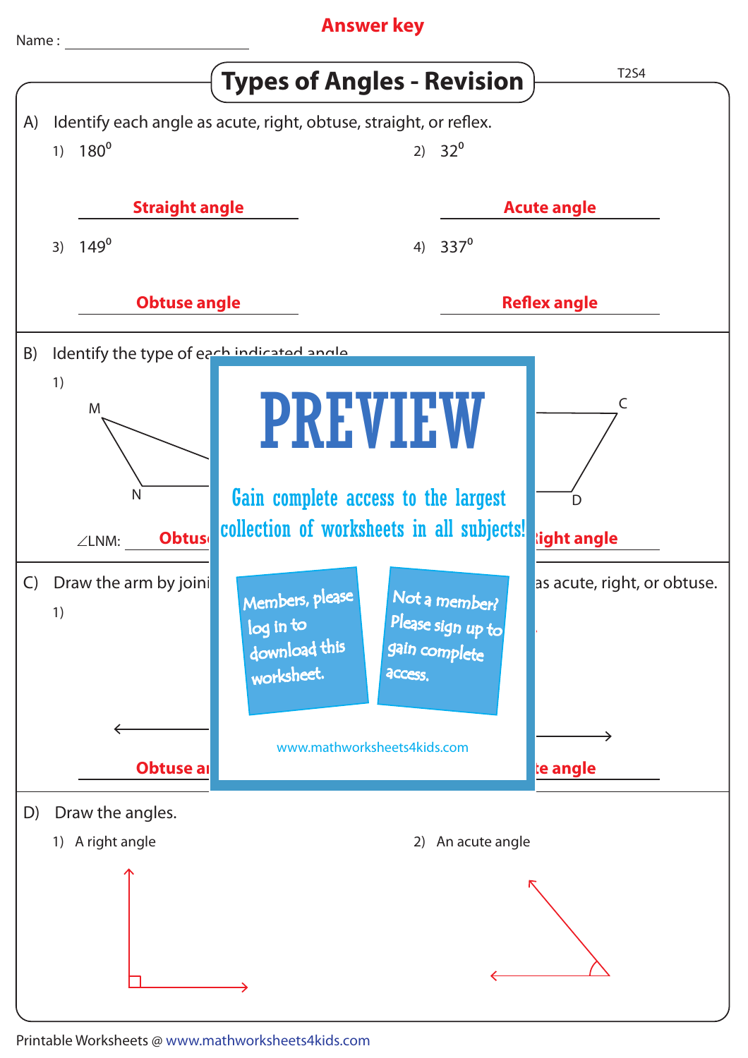Name : ____________________

**Answer key**

# Types of Angles - Revision

T2S4

A) Identify each angle as acute, right, obtuse, straight, or reflex.

1) $180^0$

**Straight angle**

2) $32^0$

**Acute angle**

3) $149^0$

**Obtuse angle**

4) $337^0$

**Reflex angle**

B) Identify the type of each indicated angle.

1)

M

N

∠LNM: **Obtus**

C

D

**ight angle**

C) Draw the arm by joini

as acute, right, or obtuse.

1)

**Obtuse a**

**te angle**

PREVIEW

Gain complete access to the largest collection of worksheets in all subjects!

Members, please log in to download this worksheet.

Not a member? Please sign up to gain complete access.

www.mathworksheets4kids.com

D) Draw the angles.

1) A right angle

2) An acute angle

Printable Worksheets @ www.mathworksheets4kids.com